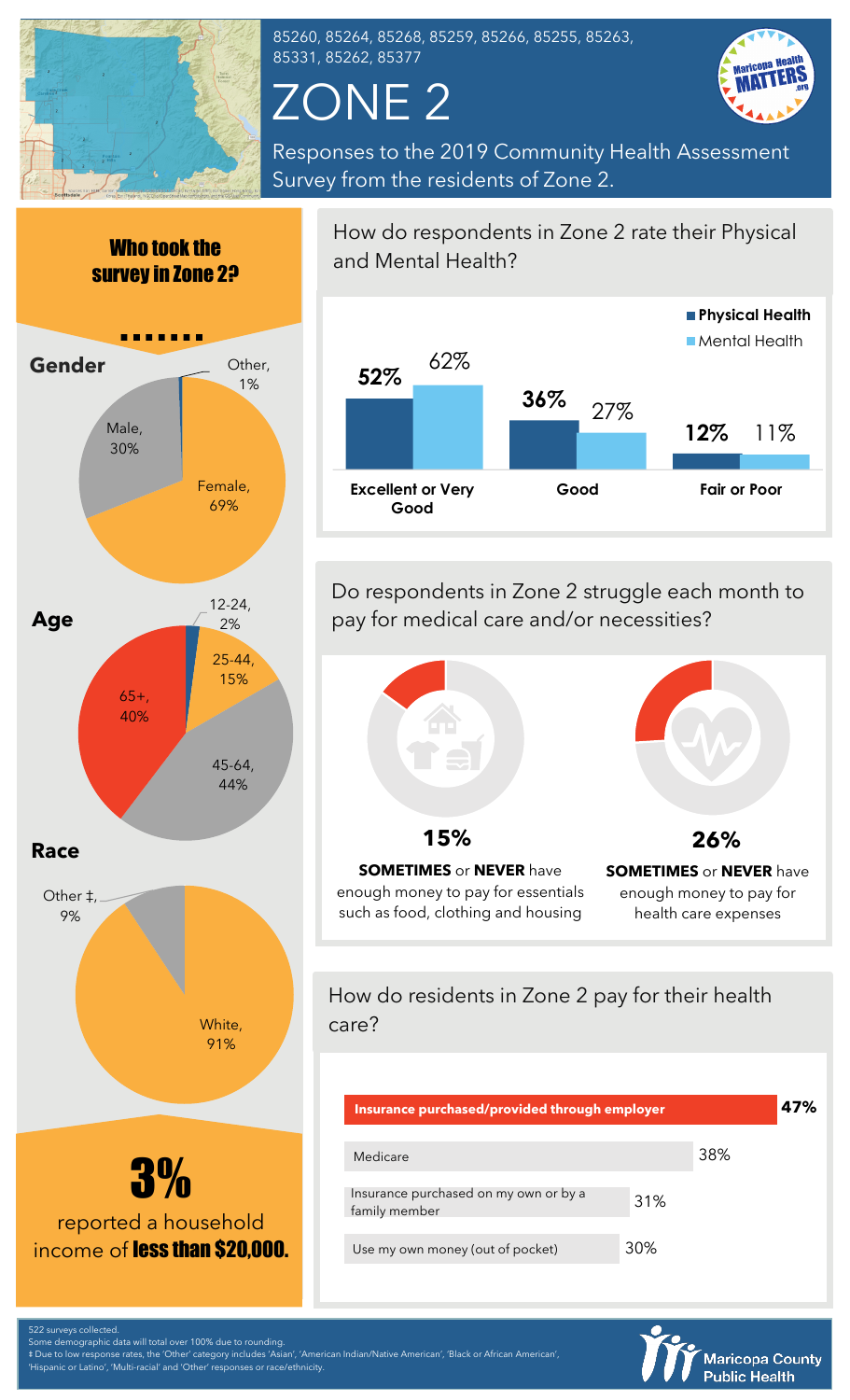85260, 85264, 85268, 85259, 85266, 85255, 85263, 85331, 85262, 85377

# ZONE 2

Responses to the 2019 Community Health Assessment Survey from the residents of Zone 2.

## Who took the survey in Zone 2?

### Gender

- Female, 69%
- Male, 30%
- Other, 1%

### Age

- 12-24, 2%
- 25-44, 15%
- 45-64, 44%
- 65+, 40%

### Race

- White, 91%
- Other ‡, 9%

**3%** reported a household income of **less than $20,000.**

## How do respondents in Zone 2 rate their Physical and Mental Health?

| | Physical Health | Mental Health |
|---|---|---|
| Excellent or Very Good | 52% | 62% |
| Good | 36% | 27% |
| Fair or Poor | 12% | 11% |

## Do respondents in Zone 2 struggle each month to pay for medical care and/or necessities?

**15%**
**SOMETIMES** or **NEVER** have enough money to pay for essentials such as food, clothing and housing

**26%**
**SOMETIMES** or **NEVER** have enough money to pay for health care expenses

## How do residents in Zone 2 pay for their health care?

| Payment method | Percent |
|---|---|
| Insurance purchased/provided through employer | 47% |
| Medicare | 38% |
| Insurance purchased on my own or by a family member | 31% |
| Use my own money (out of pocket) | 30% |

522 surveys collected.
Some demographic data will total over 100% due to rounding.
‡ Due to low response rates, the 'Other' category includes 'Asian', 'American Indian/Native American', 'Black or African American', 'Hispanic or Latino', 'Multi-racial' and 'Other' responses or race/ethnicity.

Maricopa County Public Health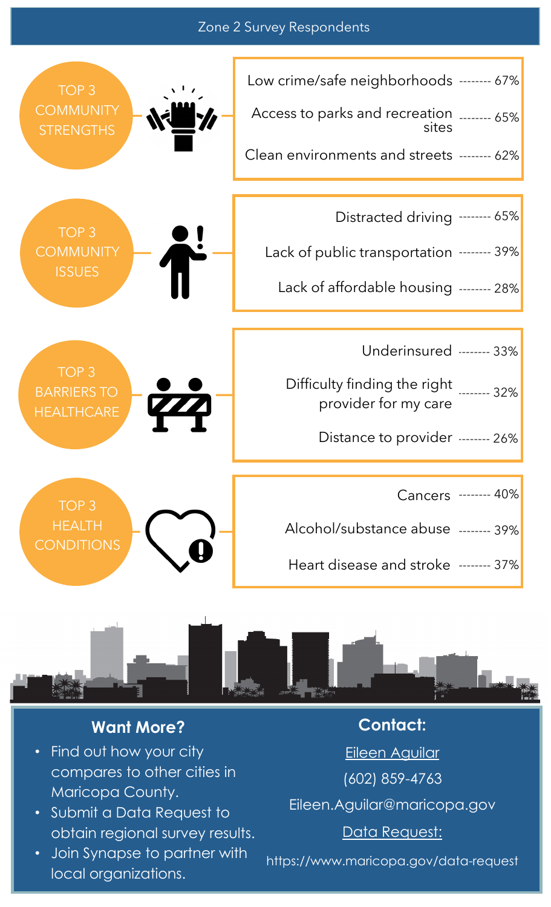# Zone 2 Survey Respondents

## TOP 3 COMMUNITY STRENGTHS

- Low crime/safe neighborhoods -------- 67%
- Access to parks and recreation sites -------- 65%
- Clean environments and streets -------- 62%

## TOP 3 COMMUNITY ISSUES

- Distracted driving -------- 65%
- Lack of public transportation -------- 39%
- Lack of affordable housing -------- 28%

## TOP 3 BARRIERS TO HEALTHCARE

- Underinsured -------- 33%
- Difficulty finding the right provider for my care -------- 32%
- Distance to provider -------- 26%

## TOP 3 HEALTH CONDITIONS

- Cancers -------- 40%
- Alcohol/substance abuse -------- 39%
- Heart disease and stroke -------- 37%

### Want More?

- Find out how your city compares to other cities in Maricopa County.
- Submit a Data Request to obtain regional survey results.
- Join Synapse to partner with local organizations.

### Contact:

Eileen Aguilar

(602) 859-4763

Eileen.Aguilar@maricopa.gov

Data Request:

https://www.maricopa.gov/data-request